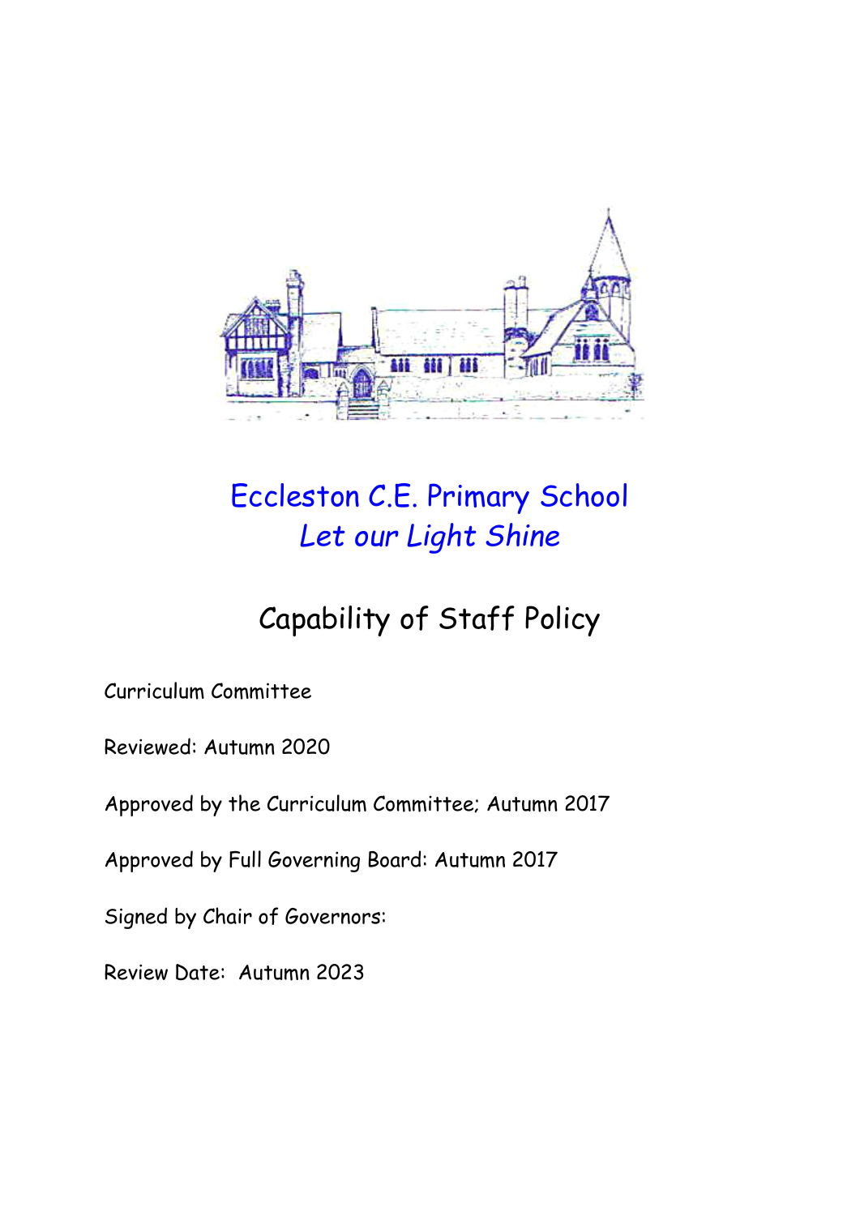# Eccleston C.E. Primary School

*Let our Light Shine*

## Capability of Staff Policy

Curriculum Committee

Reviewed: Autumn 2020

Approved by the Curriculum Committee; Autumn 2017

Approved by Full Governing Board: Autumn 2017

Signed by Chair of Governors:

Review Date: Autumn 2023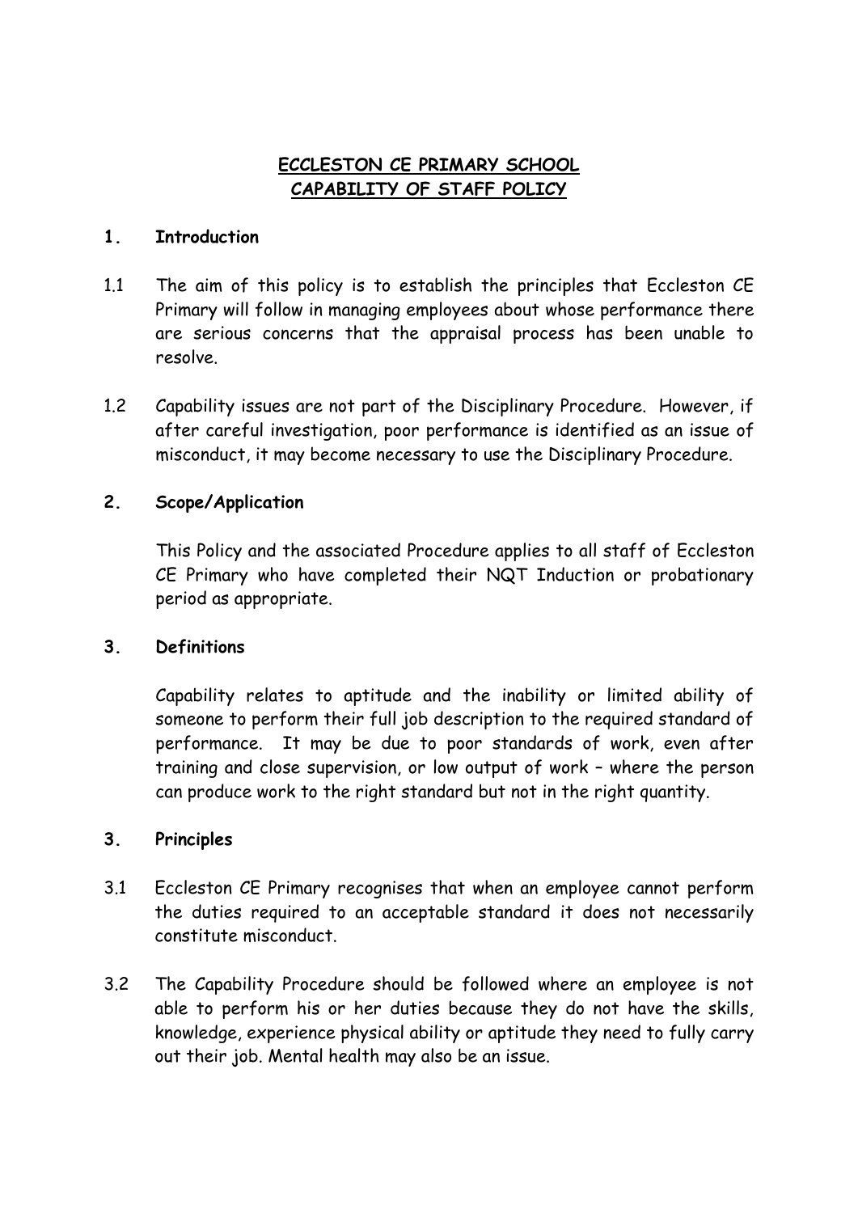# ECCLESTON CE PRIMARY SCHOOL
# CAPABILITY OF STAFF POLICY

## 1. Introduction

1.1 The aim of this policy is to establish the principles that Eccleston CE Primary will follow in managing employees about whose performance there are serious concerns that the appraisal process has been unable to resolve.

1.2 Capability issues are not part of the Disciplinary Procedure. However, if after careful investigation, poor performance is identified as an issue of misconduct, it may become necessary to use the Disciplinary Procedure.

## 2. Scope/Application

This Policy and the associated Procedure applies to all staff of Eccleston CE Primary who have completed their NQT Induction or probationary period as appropriate.

## 3. Definitions

Capability relates to aptitude and the inability or limited ability of someone to perform their full job description to the required standard of performance. It may be due to poor standards of work, even after training and close supervision, or low output of work – where the person can produce work to the right standard but not in the right quantity.

## 3. Principles

3.1 Eccleston CE Primary recognises that when an employee cannot perform the duties required to an acceptable standard it does not necessarily constitute misconduct.

3.2 The Capability Procedure should be followed where an employee is not able to perform his or her duties because they do not have the skills, knowledge, experience physical ability or aptitude they need to fully carry out their job. Mental health may also be an issue.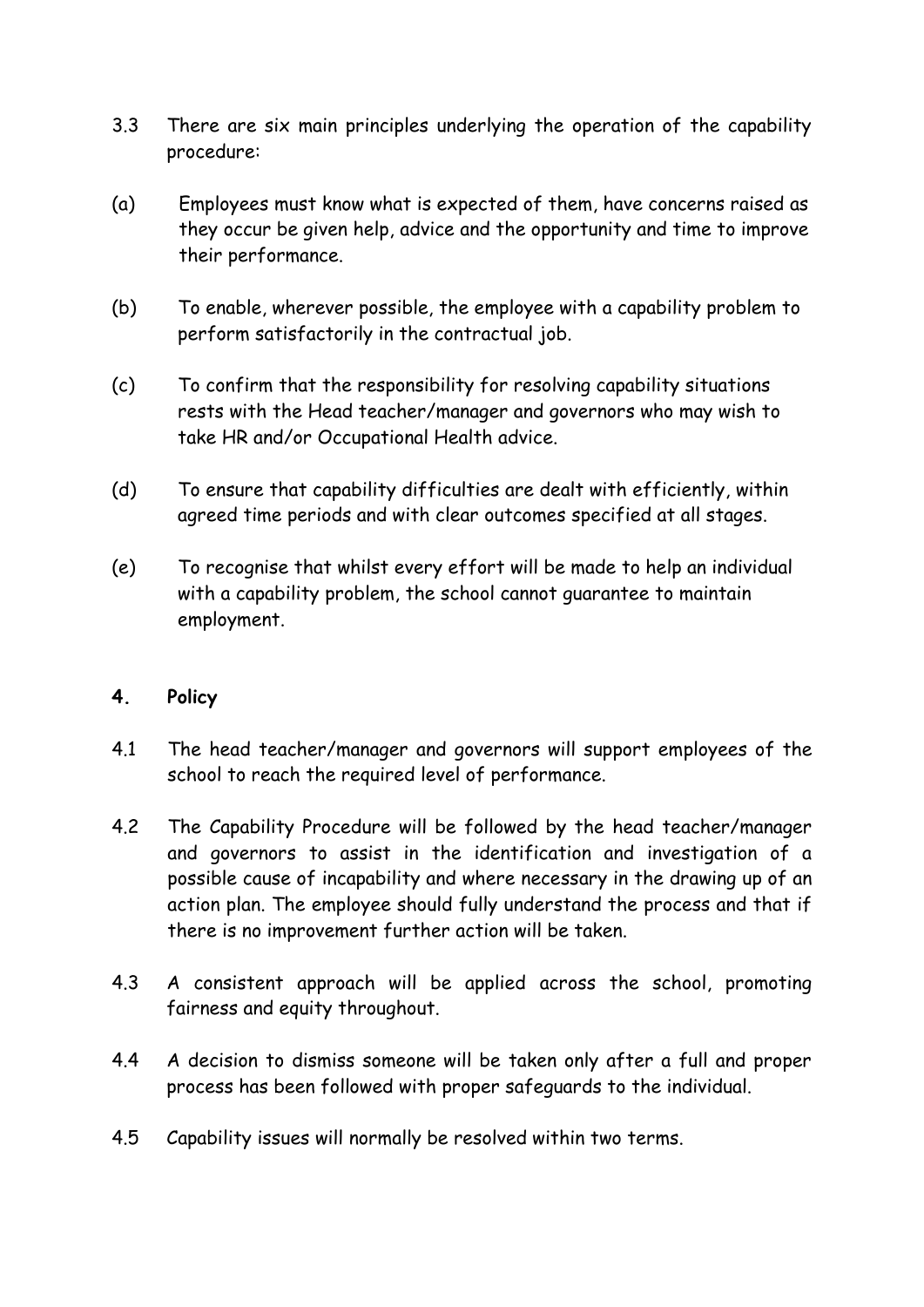3.3 There are six main principles underlying the operation of the capability procedure:

(a) Employees must know what is expected of them, have concerns raised as they occur be given help, advice and the opportunity and time to improve their performance.

(b) To enable, wherever possible, the employee with a capability problem to perform satisfactorily in the contractual job.

(c) To confirm that the responsibility for resolving capability situations rests with the Head teacher/manager and governors who may wish to take HR and/or Occupational Health advice.

(d) To ensure that capability difficulties are dealt with efficiently, within agreed time periods and with clear outcomes specified at all stages.

(e) To recognise that whilst every effort will be made to help an individual with a capability problem, the school cannot guarantee to maintain employment.

## 4. Policy

4.1 The head teacher/manager and governors will support employees of the school to reach the required level of performance.

4.2 The Capability Procedure will be followed by the head teacher/manager and governors to assist in the identification and investigation of a possible cause of incapability and where necessary in the drawing up of an action plan. The employee should fully understand the process and that if there is no improvement further action will be taken.

4.3 A consistent approach will be applied across the school, promoting fairness and equity throughout.

4.4 A decision to dismiss someone will be taken only after a full and proper process has been followed with proper safeguards to the individual.

4.5 Capability issues will normally be resolved within two terms.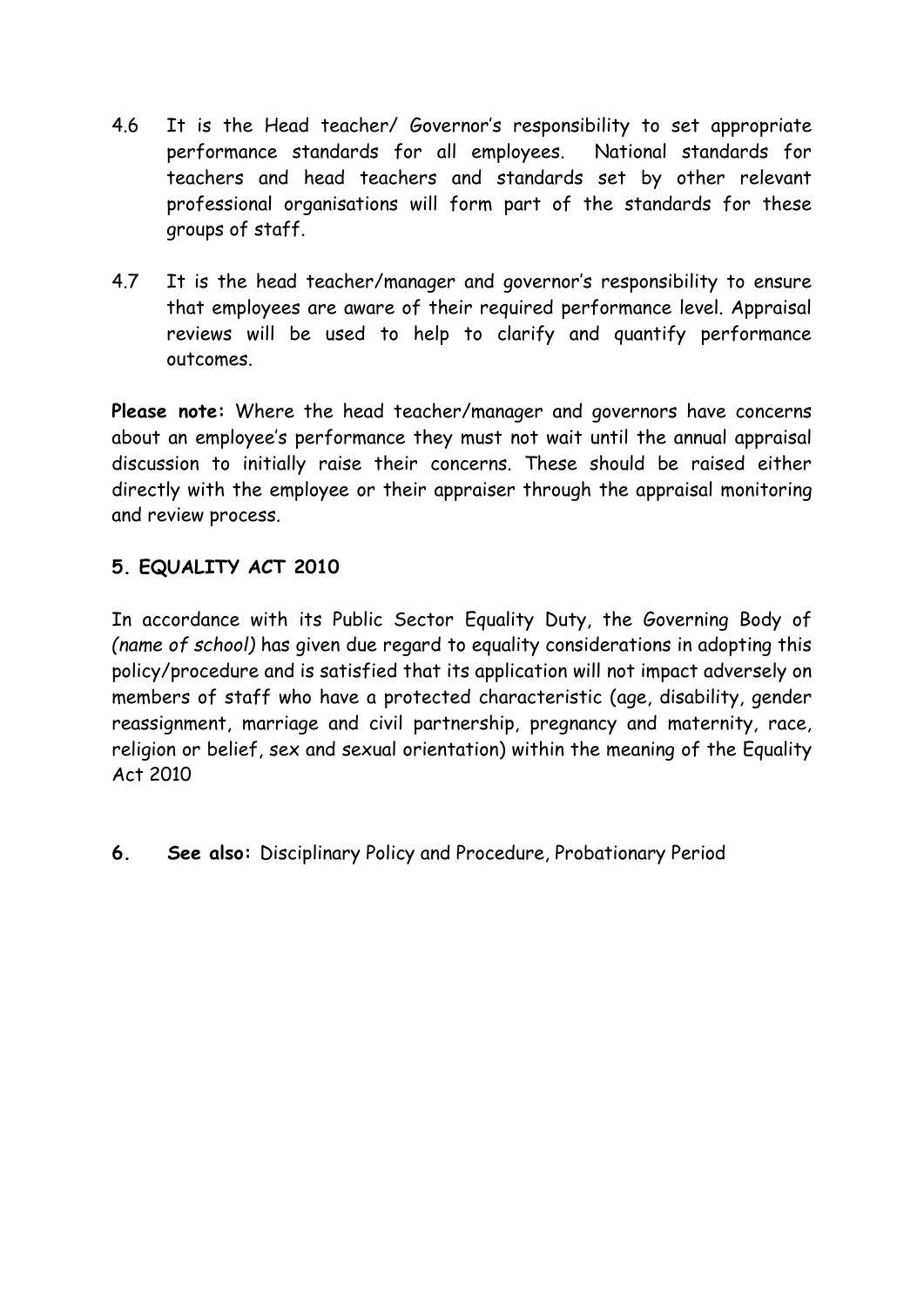4.6 It is the Head teacher/ Governor's responsibility to set appropriate performance standards for all employees. National standards for teachers and head teachers and standards set by other relevant professional organisations will form part of the standards for these groups of staff.

4.7 It is the head teacher/manager and governor's responsibility to ensure that employees are aware of their required performance level. Appraisal reviews will be used to help to clarify and quantify performance outcomes.

**Please note:** Where the head teacher/manager and governors have concerns about an employee's performance they must not wait until the annual appraisal discussion to initially raise their concerns. These should be raised either directly with the employee or their appraiser through the appraisal monitoring and review process.

## 5. EQUALITY ACT 2010

In accordance with its Public Sector Equality Duty, the Governing Body of *(name of school)* has given due regard to equality considerations in adopting this policy/procedure and is satisfied that its application will not impact adversely on members of staff who have a protected characteristic (age, disability, gender reassignment, marriage and civil partnership, pregnancy and maternity, race, religion or belief, sex and sexual orientation) within the meaning of the Equality Act 2010

**6. See also:** Disciplinary Policy and Procedure, Probationary Period